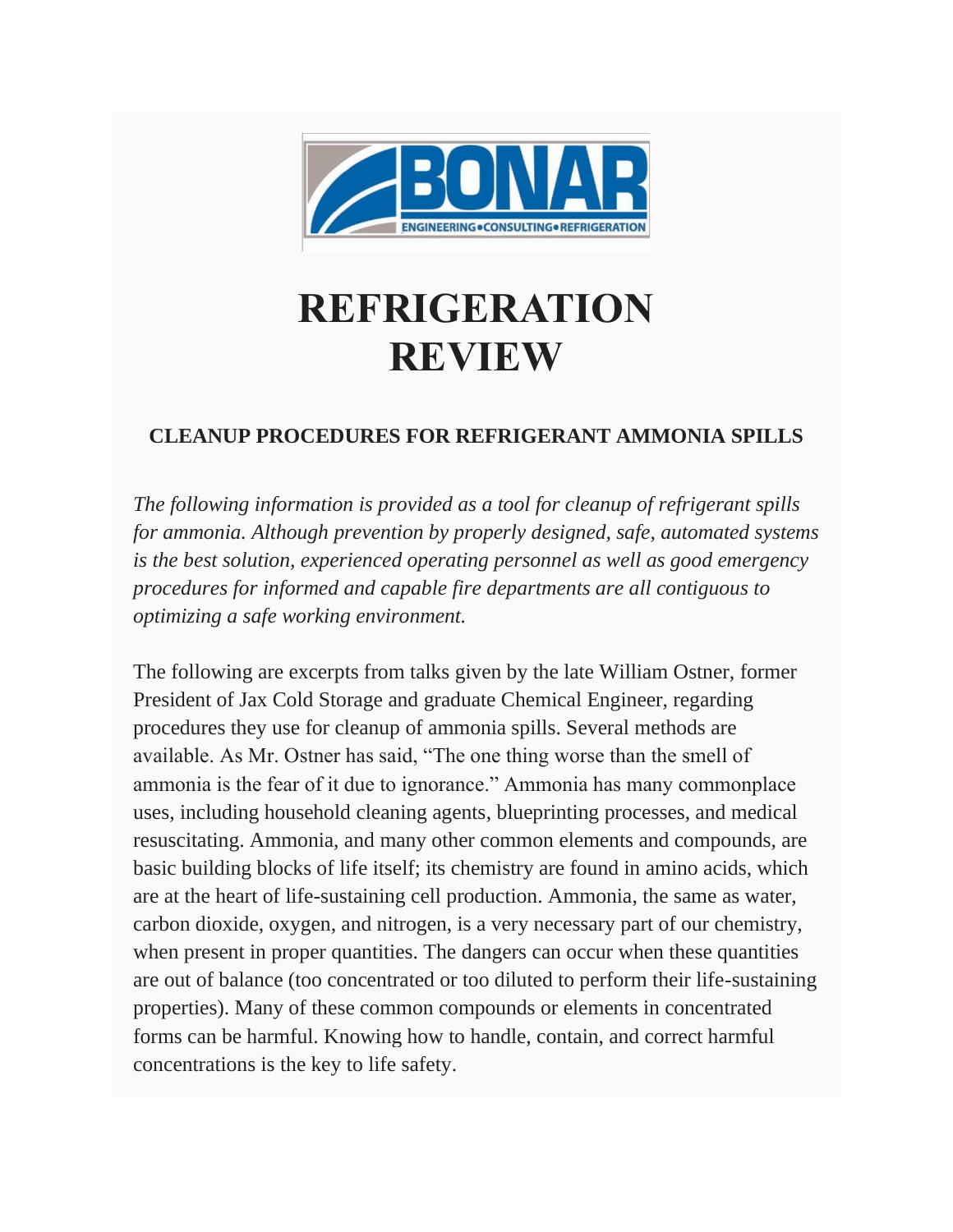BONAR

ENGINEERING•CONSULTING•REFRIGERATION

# REFRIGERATION REVIEW

## CLEANUP PROCEDURES FOR REFRIGERANT AMMONIA SPILLS

*The following information is provided as a tool for cleanup of refrigerant spills for ammonia. Although prevention by properly designed, safe, automated systems is the best solution, experienced operating personnel as well as good emergency procedures for informed and capable fire departments are all contiguous to optimizing a safe working environment.*

The following are excerpts from talks given by the late William Ostner, former President of Jax Cold Storage and graduate Chemical Engineer, regarding procedures they use for cleanup of ammonia spills. Several methods are available. As Mr. Ostner has said, "The one thing worse than the smell of ammonia is the fear of it due to ignorance." Ammonia has many commonplace uses, including household cleaning agents, blueprinting processes, and medical resuscitating. Ammonia, and many other common elements and compounds, are basic building blocks of life itself; its chemistry are found in amino acids, which are at the heart of life-sustaining cell production. Ammonia, the same as water, carbon dioxide, oxygen, and nitrogen, is a very necessary part of our chemistry, when present in proper quantities. The dangers can occur when these quantities are out of balance (too concentrated or too diluted to perform their life-sustaining properties). Many of these common compounds or elements in concentrated forms can be harmful. Knowing how to handle, contain, and correct harmful concentrations is the key to life safety.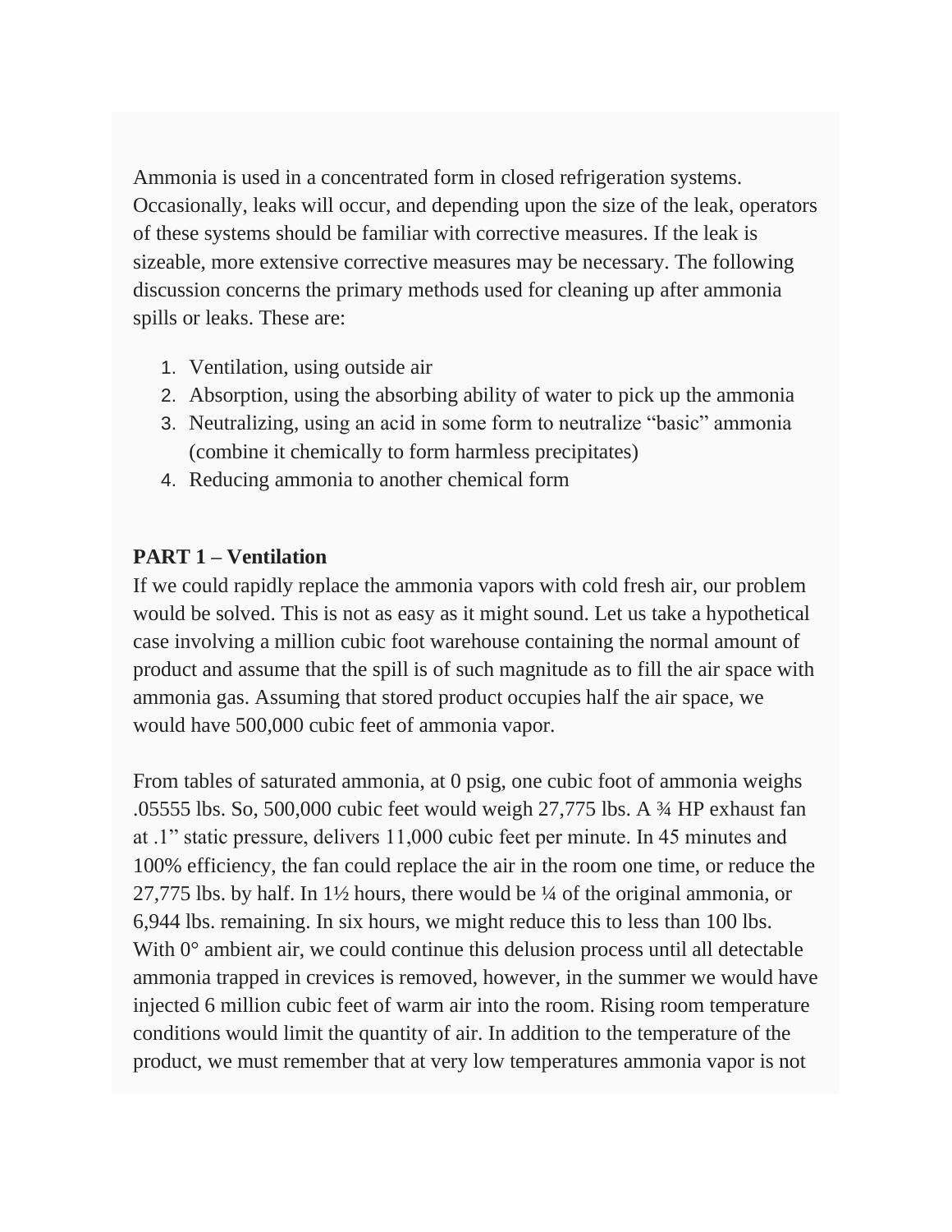Ammonia is used in a concentrated form in closed refrigeration systems. Occasionally, leaks will occur, and depending upon the size of the leak, operators of these systems should be familiar with corrective measures. If the leak is sizeable, more extensive corrective measures may be necessary. The following discussion concerns the primary methods used for cleaning up after ammonia spills or leaks. These are:

1. Ventilation, using outside air
2. Absorption, using the absorbing ability of water to pick up the ammonia
3. Neutralizing, using an acid in some form to neutralize "basic" ammonia (combine it chemically to form harmless precipitates)
4. Reducing ammonia to another chemical form

**PART 1 – Ventilation**
If we could rapidly replace the ammonia vapors with cold fresh air, our problem would be solved. This is not as easy as it might sound. Let us take a hypothetical case involving a million cubic foot warehouse containing the normal amount of product and assume that the spill is of such magnitude as to fill the air space with ammonia gas. Assuming that stored product occupies half the air space, we would have 500,000 cubic feet of ammonia vapor.

From tables of saturated ammonia, at 0 psig, one cubic foot of ammonia weighs .05555 lbs. So, 500,000 cubic feet would weigh 27,775 lbs. A ¾ HP exhaust fan at .1" static pressure, delivers 11,000 cubic feet per minute. In 45 minutes and 100% efficiency, the fan could replace the air in the room one time, or reduce the 27,775 lbs. by half. In 1½ hours, there would be ¼ of the original ammonia, or 6,944 lbs. remaining. In six hours, we might reduce this to less than 100 lbs. With 0° ambient air, we could continue this delusion process until all detectable ammonia trapped in crevices is removed, however, in the summer we would have injected 6 million cubic feet of warm air into the room. Rising room temperature conditions would limit the quantity of air. In addition to the temperature of the product, we must remember that at very low temperatures ammonia vapor is not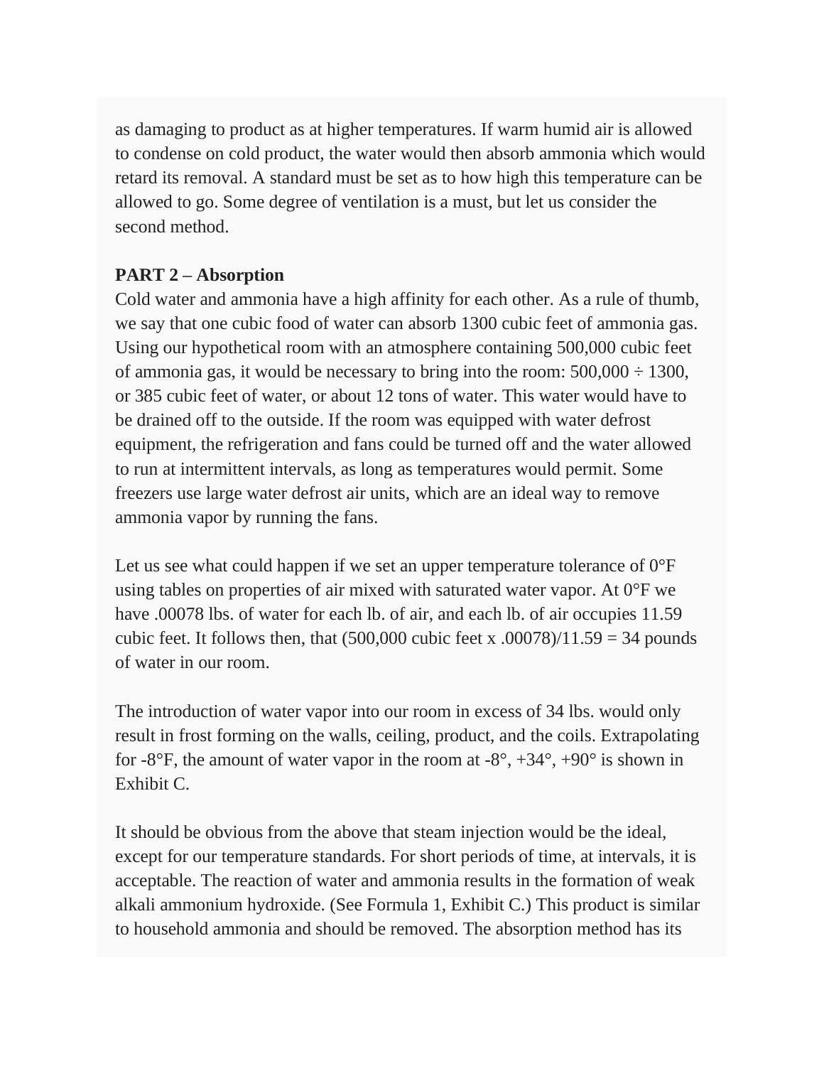as damaging to product as at higher temperatures. If warm humid air is allowed to condense on cold product, the water would then absorb ammonia which would retard its removal. A standard must be set as to how high this temperature can be allowed to go. Some degree of ventilation is a must, but let us consider the second method.

**PART 2 – Absorption**
Cold water and ammonia have a high affinity for each other. As a rule of thumb, we say that one cubic food of water can absorb 1300 cubic feet of ammonia gas. Using our hypothetical room with an atmosphere containing 500,000 cubic feet of ammonia gas, it would be necessary to bring into the room: 500,000 ÷ 1300, or 385 cubic feet of water, or about 12 tons of water. This water would have to be drained off to the outside. If the room was equipped with water defrost equipment, the refrigeration and fans could be turned off and the water allowed to run at intermittent intervals, as long as temperatures would permit. Some freezers use large water defrost air units, which are an ideal way to remove ammonia vapor by running the fans.

Let us see what could happen if we set an upper temperature tolerance of 0°F using tables on properties of air mixed with saturated water vapor. At 0°F we have .00078 lbs. of water for each lb. of air, and each lb. of air occupies 11.59 cubic feet. It follows then, that (500,000 cubic feet x .00078)/11.59 = 34 pounds of water in our room.

The introduction of water vapor into our room in excess of 34 lbs. would only result in frost forming on the walls, ceiling, product, and the coils. Extrapolating for -8°F, the amount of water vapor in the room at -8°, +34°, +90° is shown in Exhibit C.

It should be obvious from the above that steam injection would be the ideal, except for our temperature standards. For short periods of time, at intervals, it is acceptable. The reaction of water and ammonia results in the formation of weak alkali ammonium hydroxide. (See Formula 1, Exhibit C.) This product is similar to household ammonia and should be removed. The absorption method has its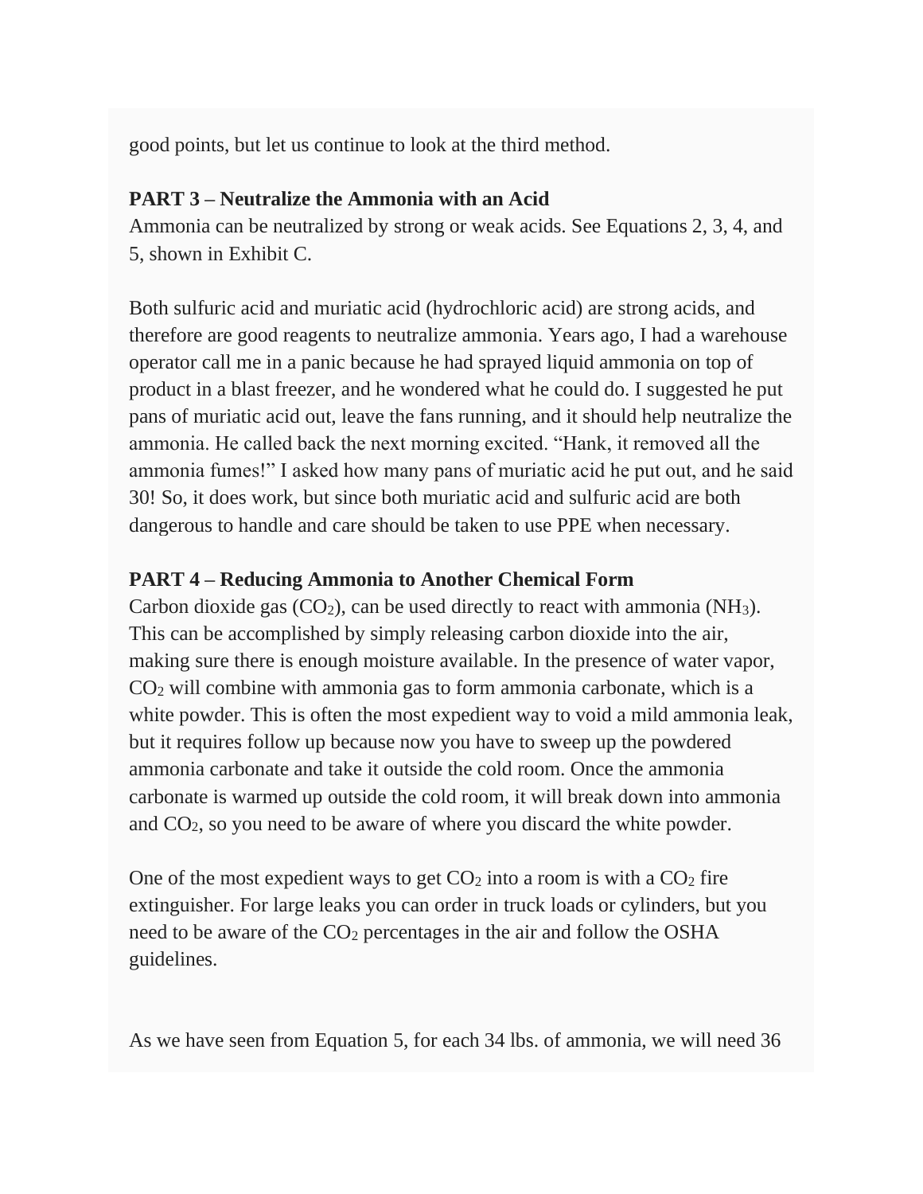good points, but let us continue to look at the third method.

**PART 3 – Neutralize the Ammonia with an Acid**
Ammonia can be neutralized by strong or weak acids. See Equations 2, 3, 4, and 5, shown in Exhibit C.

Both sulfuric acid and muriatic acid (hydrochloric acid) are strong acids, and therefore are good reagents to neutralize ammonia. Years ago, I had a warehouse operator call me in a panic because he had sprayed liquid ammonia on top of product in a blast freezer, and he wondered what he could do. I suggested he put pans of muriatic acid out, leave the fans running, and it should help neutralize the ammonia. He called back the next morning excited. "Hank, it removed all the ammonia fumes!" I asked how many pans of muriatic acid he put out, and he said 30! So, it does work, but since both muriatic acid and sulfuric acid are both dangerous to handle and care should be taken to use PPE when necessary.

**PART 4 – Reducing Ammonia to Another Chemical Form**
Carbon dioxide gas ($CO_2$), can be used directly to react with ammonia ($NH_3$). This can be accomplished by simply releasing carbon dioxide into the air, making sure there is enough moisture available. In the presence of water vapor, $CO_2$ will combine with ammonia gas to form ammonia carbonate, which is a white powder. This is often the most expedient way to void a mild ammonia leak, but it requires follow up because now you have to sweep up the powdered ammonia carbonate and take it outside the cold room. Once the ammonia carbonate is warmed up outside the cold room, it will break down into ammonia and $CO_2$, so you need to be aware of where you discard the white powder.

One of the most expedient ways to get $CO_2$ into a room is with a $CO_2$ fire extinguisher. For large leaks you can order in truck loads or cylinders, but you need to be aware of the $CO_2$ percentages in the air and follow the OSHA guidelines.

As we have seen from Equation 5, for each 34 lbs. of ammonia, we will need 36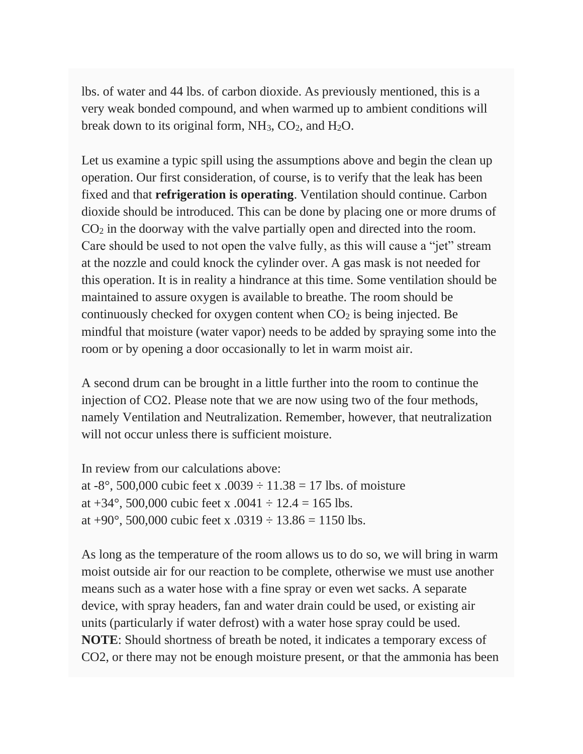lbs. of water and 44 lbs. of carbon dioxide. As previously mentioned, this is a very weak bonded compound, and when warmed up to ambient conditions will break down to its original form, $NH_3$, $CO_2$, and $H_2O$.

Let us examine a typic spill using the assumptions above and begin the clean up operation. Our first consideration, of course, is to verify that the leak has been fixed and that **refrigeration is operating**. Ventilation should continue. Carbon dioxide should be introduced. This can be done by placing one or more drums of $CO_2$ in the doorway with the valve partially open and directed into the room. Care should be used to not open the valve fully, as this will cause a "jet" stream at the nozzle and could knock the cylinder over. A gas mask is not needed for this operation. It is in reality a hindrance at this time. Some ventilation should be maintained to assure oxygen is available to breathe. The room should be continuously checked for oxygen content when $CO_2$ is being injected. Be mindful that moisture (water vapor) needs to be added by spraying some into the room or by opening a door occasionally to let in warm moist air.

A second drum can be brought in a little further into the room to continue the injection of CO2. Please note that we are now using two of the four methods, namely Ventilation and Neutralization. Remember, however, that neutralization will not occur unless there is sufficient moisture.

In review from our calculations above:
at -8°, 500,000 cubic feet x .0039 ÷ 11.38 = 17 lbs. of moisture
at +34°, 500,000 cubic feet x .0041 ÷ 12.4 = 165 lbs.
at +90°, 500,000 cubic feet x .0319 ÷ 13.86 = 1150 lbs.

As long as the temperature of the room allows us to do so, we will bring in warm moist outside air for our reaction to be complete, otherwise we must use another means such as a water hose with a fine spray or even wet sacks. A separate device, with spray headers, fan and water drain could be used, or existing air units (particularly if water defrost) with a water hose spray could be used. **NOTE**: Should shortness of breath be noted, it indicates a temporary excess of CO2, or there may not be enough moisture present, or that the ammonia has been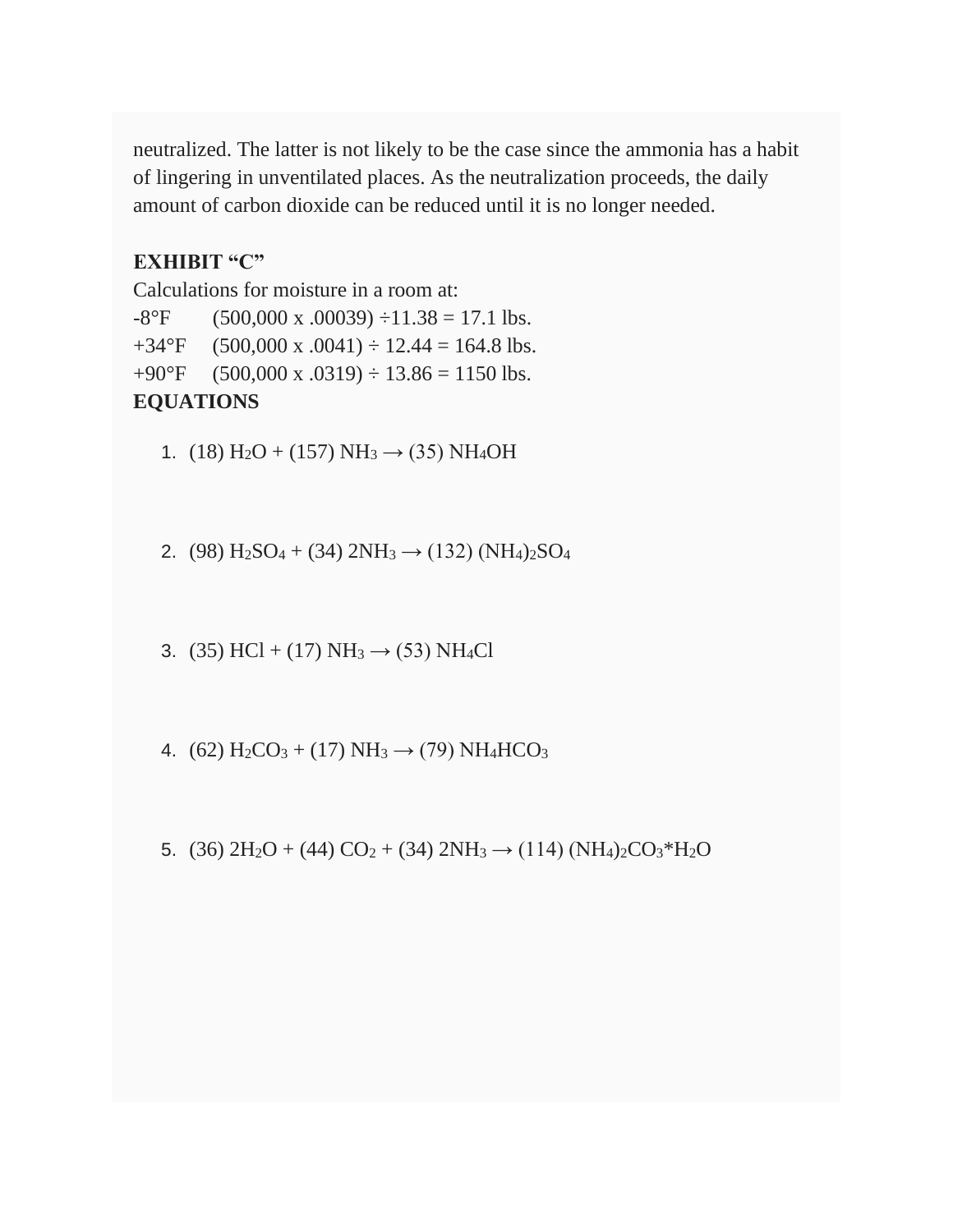neutralized. The latter is not likely to be the case since the ammonia has a habit of lingering in unventilated places. As the neutralization proceeds, the daily amount of carbon dioxide can be reduced until it is no longer needed.

**EXHIBIT "C"**

Calculations for moisture in a room at:

-8°F (500,000 x .00039) ÷11.38 = 17.1 lbs.

+34°F (500,000 x .0041) ÷ 12.44 = 164.8 lbs.

+90°F (500,000 x .0319) ÷ 13.86 = 1150 lbs.

**EQUATIONS**

1. (18) $H_2O$ + (157) $NH_3$ → (35) $NH_4OH$

2. (98) $H_2SO_4$ + (34) $2NH_3$ → (132) $(NH_4)_2SO_4$

3. (35) HCl + (17) $NH_3$ → (53) $NH_4Cl$

4. (62) $H_2CO_3$ + (17) $NH_3$ → (79) $NH_4HCO_3$

5. (36) $2H_2O$ + (44) $CO_2$ + (34) $2NH_3$ → (114) $(NH_4)_2CO_3$*$H_2O$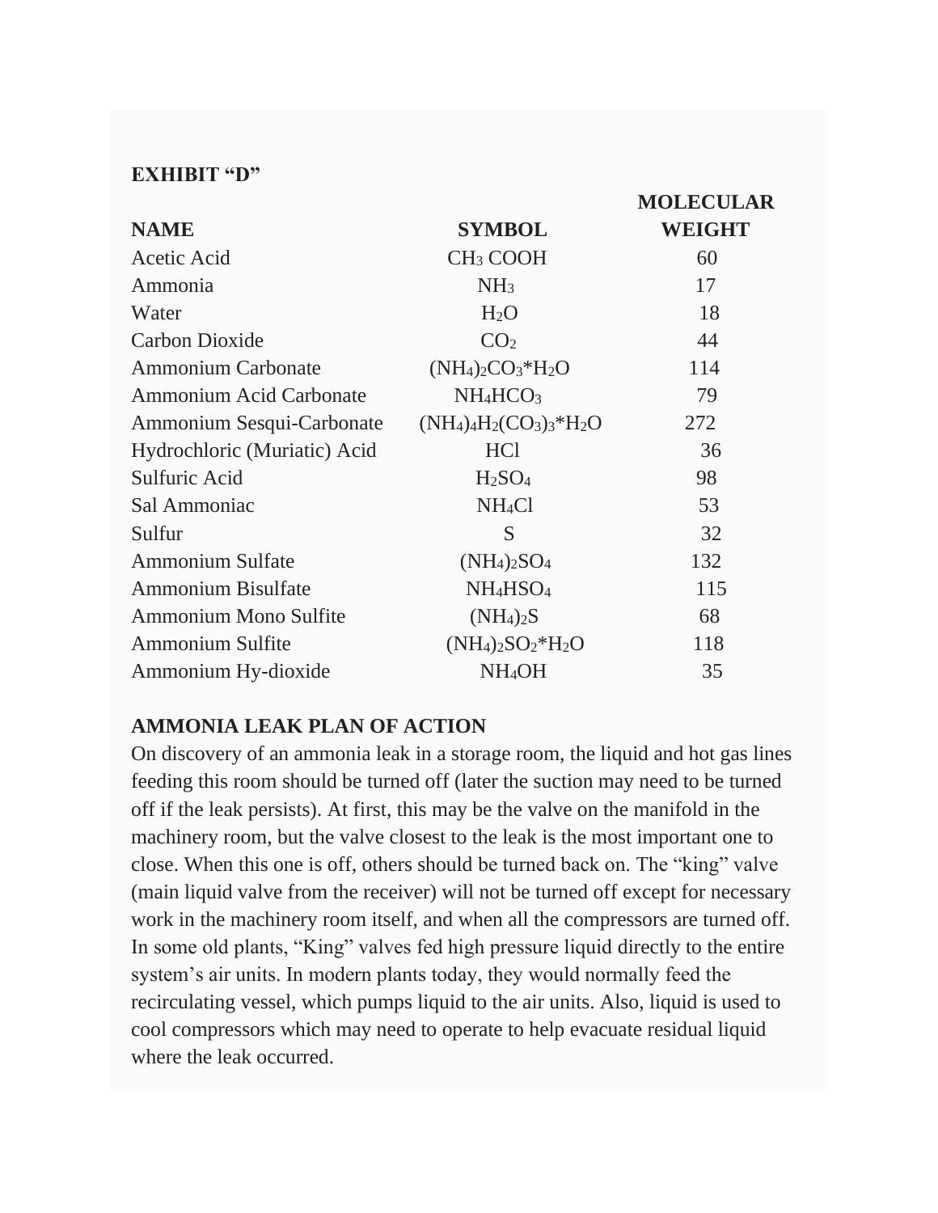**EXHIBIT "D"**

| NAME | SYMBOL | MOLECULAR WEIGHT |
|---|---|---|
| Acetic Acid | $CH_3$ COOH | 60 |
| Ammonia | $NH_3$ | 17 |
| Water | $H_2O$ | 18 |
| Carbon Dioxide | $CO_2$ | 44 |
| Ammonium Carbonate | $(NH_4)_2CO_3$*$H_2O$ | 114 |
| Ammonium Acid Carbonate | $NH_4HCO_3$ | 79 |
| Ammonium Sesqui-Carbonate | $(NH_4)_4H_2(CO_3)_3$*$H_2O$ | 272 |
| Hydrochloric (Muriatic) Acid | HCl | 36 |
| Sulfuric Acid | $H_2SO_4$ | 98 |
| Sal Ammoniac | $NH_4Cl$ | 53 |
| Sulfur | S | 32 |
| Ammonium Sulfate | $(NH_4)_2SO_4$ | 132 |
| Ammonium Bisulfate | $NH_4HSO_4$ | 115 |
| Ammonium Mono Sulfite | $(NH_4)_2S$ | 68 |
| Ammonium Sulfite | $(NH_4)_2SO_2$*$H_2O$ | 118 |
| Ammonium Hy-dioxide | $NH_4OH$ | 35 |

**AMMONIA LEAK PLAN OF ACTION**

On discovery of an ammonia leak in a storage room, the liquid and hot gas lines feeding this room should be turned off (later the suction may need to be turned off if the leak persists). At first, this may be the valve on the manifold in the machinery room, but the valve closest to the leak is the most important one to close. When this one is off, others should be turned back on. The "king" valve (main liquid valve from the receiver) will not be turned off except for necessary work in the machinery room itself, and when all the compressors are turned off. In some old plants, "King" valves fed high pressure liquid directly to the entire system's air units. In modern plants today, they would normally feed the recirculating vessel, which pumps liquid to the air units. Also, liquid is used to cool compressors which may need to operate to help evacuate residual liquid where the leak occurred.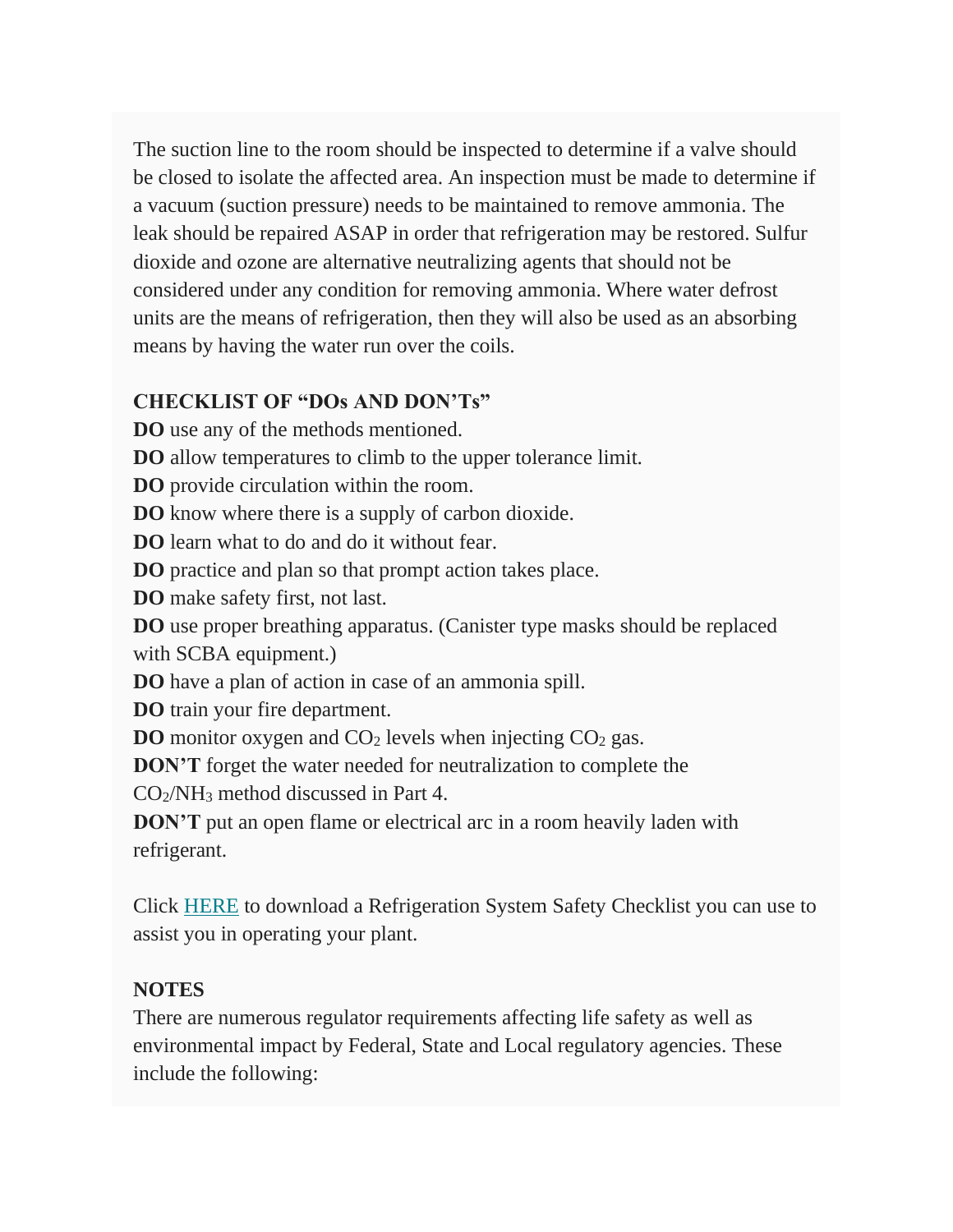The suction line to the room should be inspected to determine if a valve should be closed to isolate the affected area. An inspection must be made to determine if a vacuum (suction pressure) needs to be maintained to remove ammonia. The leak should be repaired ASAP in order that refrigeration may be restored. Sulfur dioxide and ozone are alternative neutralizing agents that should not be considered under any condition for removing ammonia. Where water defrost units are the means of refrigeration, then they will also be used as an absorbing means by having the water run over the coils.

**CHECKLIST OF "DOs AND DON'Ts"**

**DO** use any of the methods mentioned.
**DO** allow temperatures to climb to the upper tolerance limit.
**DO** provide circulation within the room.
**DO** know where there is a supply of carbon dioxide.
**DO** learn what to do and do it without fear.
**DO** practice and plan so that prompt action takes place.
**DO** make safety first, not last.
**DO** use proper breathing apparatus. (Canister type masks should be replaced with SCBA equipment.)
**DO** have a plan of action in case of an ammonia spill.
**DO** train your fire department.
**DO** monitor oxygen and $CO_2$ levels when injecting $CO_2$ gas.
**DON'T** forget the water needed for neutralization to complete the $CO_2/NH_3$ method discussed in Part 4.
**DON'T** put an open flame or electrical arc in a room heavily laden with refrigerant.

Click HERE to download a Refrigeration System Safety Checklist you can use to assist you in operating your plant.

**NOTES**

There are numerous regulator requirements affecting life safety as well as environmental impact by Federal, State and Local regulatory agencies. These include the following: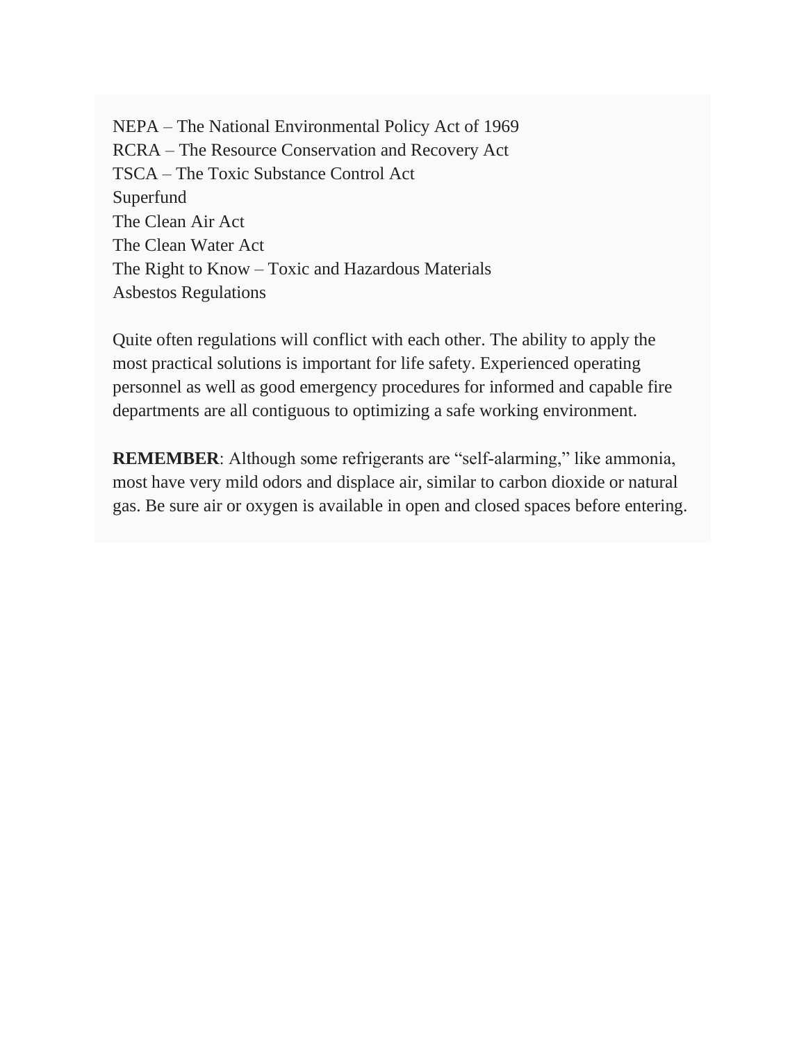NEPA – The National Environmental Policy Act of 1969
RCRA – The Resource Conservation and Recovery Act
TSCA – The Toxic Substance Control Act
Superfund
The Clean Air Act
The Clean Water Act
The Right to Know – Toxic and Hazardous Materials
Asbestos Regulations

Quite often regulations will conflict with each other. The ability to apply the most practical solutions is important for life safety. Experienced operating personnel as well as good emergency procedures for informed and capable fire departments are all contiguous to optimizing a safe working environment.

**REMEMBER**: Although some refrigerants are "self-alarming," like ammonia, most have very mild odors and displace air, similar to carbon dioxide or natural gas. Be sure air or oxygen is available in open and closed spaces before entering.